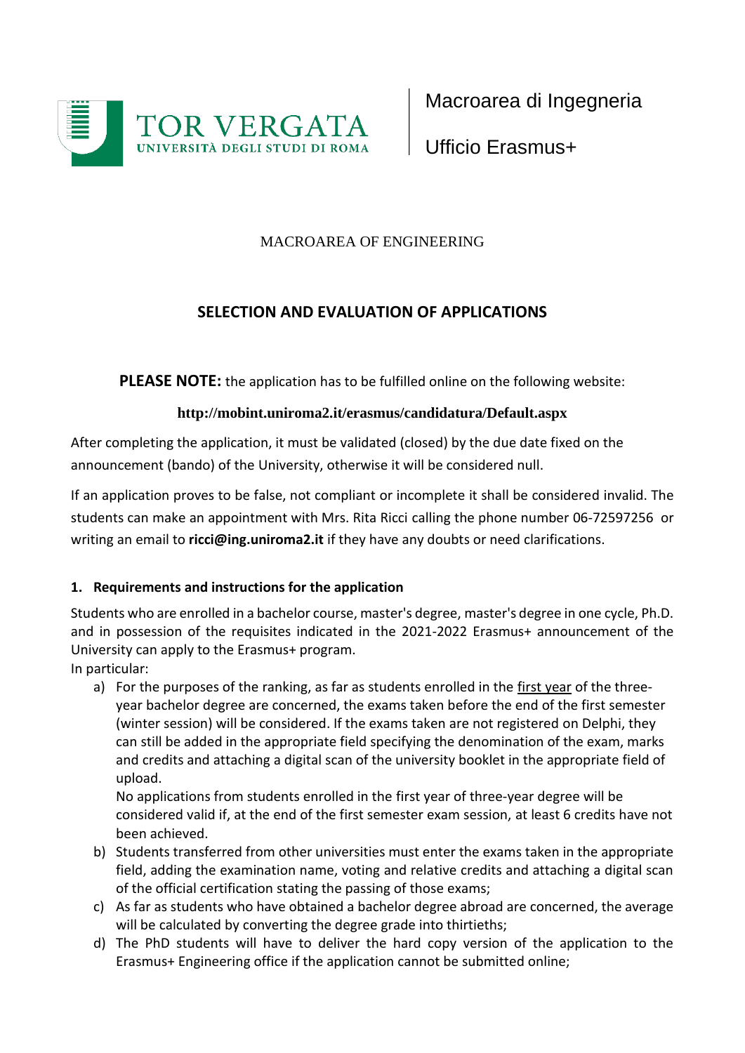TOR VERGATA
UNIVERSITÀ DEGLI STUDI DI ROMA

Macroarea di Ingegneria

Ufficio Erasmus+

MACROAREA OF ENGINEERING

# SELECTION AND EVALUATION OF APPLICATIONS

**PLEASE NOTE:** the application has to be fulfilled online on the following website:

**http://mobint.uniroma2.it/erasmus/candidatura/Default.aspx**

After completing the application, it must be validated (closed) by the due date fixed on the announcement (bando) of the University, otherwise it will be considered null.

If an application proves to be false, not compliant or incomplete it shall be considered invalid. The students can make an appointment with Mrs. Rita Ricci calling the phone number 06-72597256 or writing an email to **ricci@ing.uniroma2.it** if they have any doubts or need clarifications.

## 1. Requirements and instructions for the application

Students who are enrolled in a bachelor course, master's degree, master's degree in one cycle, Ph.D. and in possession of the requisites indicated in the 2021-2022 Erasmus+ announcement of the University can apply to the Erasmus+ program.

In particular:

a) For the purposes of the ranking, as far as students enrolled in the first year of the three-year bachelor degree are concerned, the exams taken before the end of the first semester (winter session) will be considered. If the exams taken are not registered on Delphi, they can still be added in the appropriate field specifying the denomination of the exam, marks and credits and attaching a digital scan of the university booklet in the appropriate field of upload.

   No applications from students enrolled in the first year of three-year degree will be considered valid if, at the end of the first semester exam session, at least 6 credits have not been achieved.

b) Students transferred from other universities must enter the exams taken in the appropriate field, adding the examination name, voting and relative credits and attaching a digital scan of the official certification stating the passing of those exams;

c) As far as students who have obtained a bachelor degree abroad are concerned, the average will be calculated by converting the degree grade into thirtieths;

d) The PhD students will have to deliver the hard copy version of the application to the Erasmus+ Engineering office if the application cannot be submitted online;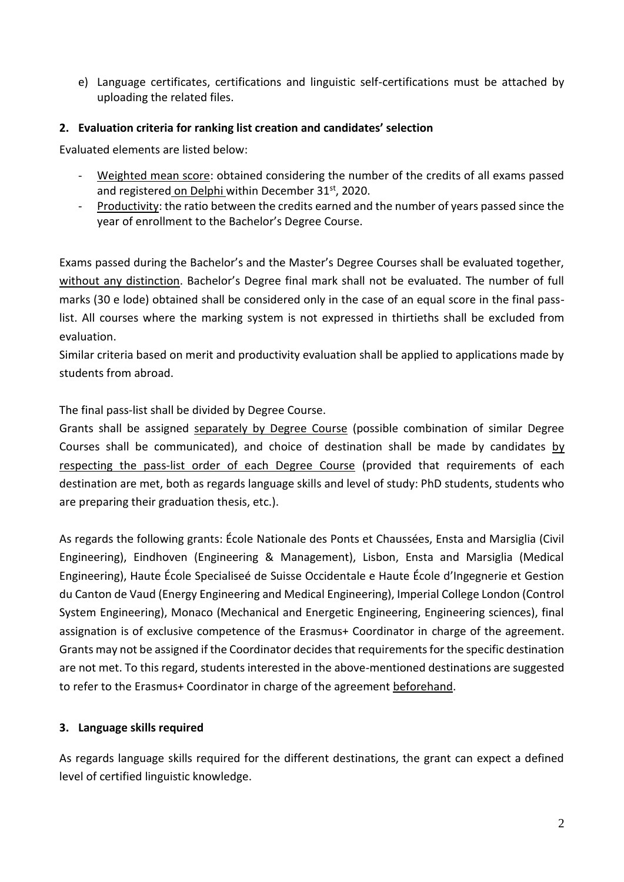e) Language certificates, certifications and linguistic self-certifications must be attached by uploading the related files.

## 2. Evaluation criteria for ranking list creation and candidates' selection

Evaluated elements are listed below:

- Weighted mean score: obtained considering the number of the credits of all exams passed and registered on Delphi within December 31st, 2020.
- Productivity: the ratio between the credits earned and the number of years passed since the year of enrollment to the Bachelor's Degree Course.

Exams passed during the Bachelor's and the Master's Degree Courses shall be evaluated together, without any distinction. Bachelor's Degree final mark shall not be evaluated. The number of full marks (30 e lode) obtained shall be considered only in the case of an equal score in the final pass-list. All courses where the marking system is not expressed in thirtieths shall be excluded from evaluation.

Similar criteria based on merit and productivity evaluation shall be applied to applications made by students from abroad.

The final pass-list shall be divided by Degree Course.

Grants shall be assigned separately by Degree Course (possible combination of similar Degree Courses shall be communicated), and choice of destination shall be made by candidates by respecting the pass-list order of each Degree Course (provided that requirements of each destination are met, both as regards language skills and level of study: PhD students, students who are preparing their graduation thesis, etc.).

As regards the following grants: École Nationale des Ponts et Chaussées, Ensta and Marsiglia (Civil Engineering), Eindhoven (Engineering & Management), Lisbon, Ensta and Marsiglia (Medical Engineering), Haute École Specialiseé de Suisse Occidentale e Haute École d'Ingegnerie et Gestion du Canton de Vaud (Energy Engineering and Medical Engineering), Imperial College London (Control System Engineering), Monaco (Mechanical and Energetic Engineering, Engineering sciences), final assignation is of exclusive competence of the Erasmus+ Coordinator in charge of the agreement. Grants may not be assigned if the Coordinator decides that requirements for the specific destination are not met. To this regard, students interested in the above-mentioned destinations are suggested to refer to the Erasmus+ Coordinator in charge of the agreement beforehand.

## 3. Language skills required

As regards language skills required for the different destinations, the grant can expect a defined level of certified linguistic knowledge.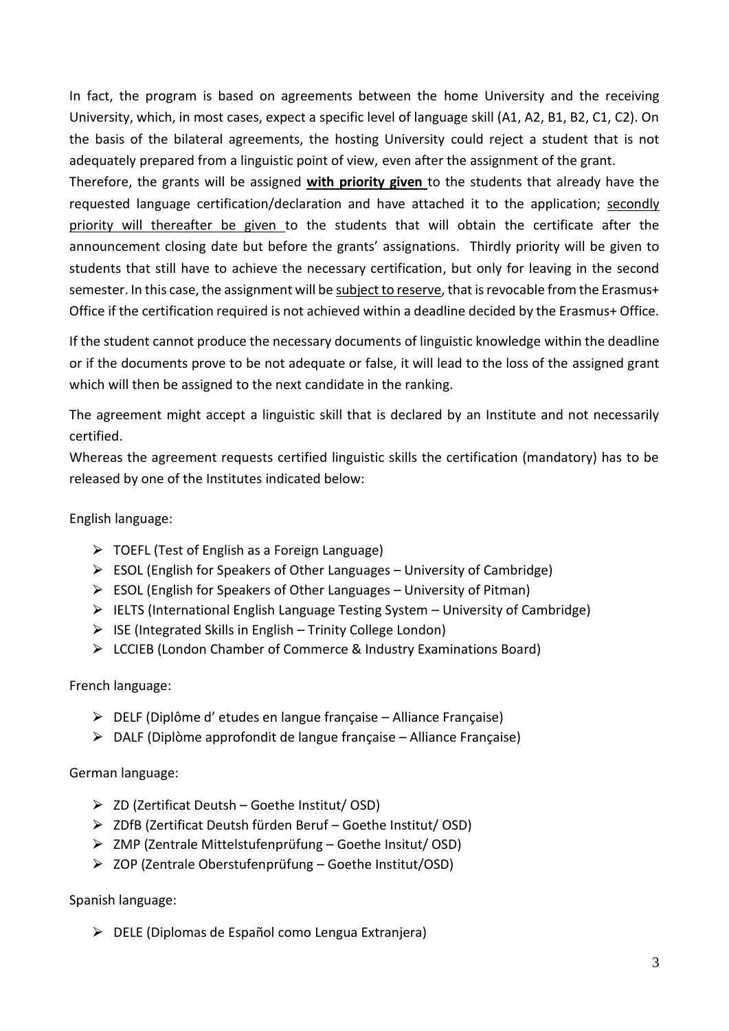In fact, the program is based on agreements between the home University and the receiving University, which, in most cases, expect a specific level of language skill (A1, A2, B1, B2, C1, C2). On the basis of the bilateral agreements, the hosting University could reject a student that is not adequately prepared from a linguistic point of view, even after the assignment of the grant.

Therefore, the grants will be assigned **with priority given** to the students that already have the requested language certification/declaration and have attached it to the application; secondly priority will thereafter be given to the students that will obtain the certificate after the announcement closing date but before the grants' assignations. Thirdly priority will be given to students that still have to achieve the necessary certification, but only for leaving in the second semester. In this case, the assignment will be subject to reserve, that is revocable from the Erasmus+ Office if the certification required is not achieved within a deadline decided by the Erasmus+ Office.

If the student cannot produce the necessary documents of linguistic knowledge within the deadline or if the documents prove to be not adequate or false, it will lead to the loss of the assigned grant which will then be assigned to the next candidate in the ranking.

The agreement might accept a linguistic skill that is declared by an Institute and not necessarily certified.

Whereas the agreement requests certified linguistic skills the certification (mandatory) has to be released by one of the Institutes indicated below:

English language:

- TOEFL (Test of English as a Foreign Language)
- ESOL (English for Speakers of Other Languages – University of Cambridge)
- ESOL (English for Speakers of Other Languages – University of Pitman)
- IELTS (International English Language Testing System – University of Cambridge)
- ISE (Integrated Skills in English – Trinity College London)
- LCCIEB (London Chamber of Commerce & Industry Examinations Board)

French language:

- DELF (Diplôme d' etudes en langue française – Alliance Française)
- DALF (Diplòme approfondit de langue française – Alliance Française)

German language:

- ZD (Zertificat Deutsh – Goethe Institut/ OSD)
- ZDfB (Zertificat Deutsh fürden Beruf – Goethe Institut/ OSD)
- ZMP (Zentrale Mittelstufenprüfung – Goethe Insitut/ OSD)
- ZOP (Zentrale Oberstufenprüfung – Goethe Institut/OSD)

Spanish language:

- DELE (Diplomas de Español como Lengua Extranjera)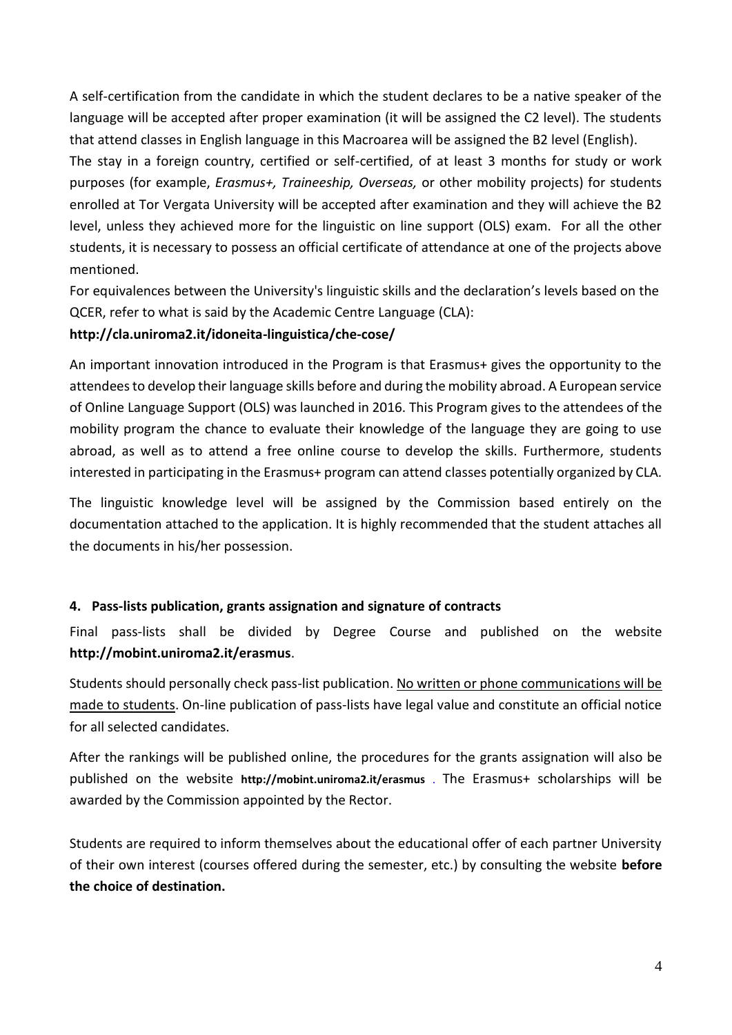A self-certification from the candidate in which the student declares to be a native speaker of the language will be accepted after proper examination (it will be assigned the C2 level). The students that attend classes in English language in this Macroarea will be assigned the B2 level (English).

The stay in a foreign country, certified or self-certified, of at least 3 months for study or work purposes (for example, *Erasmus+, Traineeship, Overseas,* or other mobility projects) for students enrolled at Tor Vergata University will be accepted after examination and they will achieve the B2 level, unless they achieved more for the linguistic on line support (OLS) exam. For all the other students, it is necessary to possess an official certificate of attendance at one of the projects above mentioned.

For equivalences between the University's linguistic skills and the declaration's levels based on the QCER, refer to what is said by the Academic Centre Language (CLA):

**http://cla.uniroma2.it/idoneita-linguistica/che-cose/**

An important innovation introduced in the Program is that Erasmus+ gives the opportunity to the attendees to develop their language skills before and during the mobility abroad. A European service of Online Language Support (OLS) was launched in 2016. This Program gives to the attendees of the mobility program the chance to evaluate their knowledge of the language they are going to use abroad, as well as to attend a free online course to develop the skills. Furthermore, students interested in participating in the Erasmus+ program can attend classes potentially organized by CLA.

The linguistic knowledge level will be assigned by the Commission based entirely on the documentation attached to the application. It is highly recommended that the student attaches all the documents in his/her possession.

#### 4. Pass-lists publication, grants assignation and signature of contracts

Final pass-lists shall be divided by Degree Course and published on the website **http://mobint.uniroma2.it/erasmus**.

Students should personally check pass-list publication. No written or phone communications will be made to students. On-line publication of pass-lists have legal value and constitute an official notice for all selected candidates.

After the rankings will be published online, the procedures for the grants assignation will also be published on the website **http://mobint.uniroma2.it/erasmus** . The Erasmus+ scholarships will be awarded by the Commission appointed by the Rector.

Students are required to inform themselves about the educational offer of each partner University of their own interest (courses offered during the semester, etc.) by consulting the website **before the choice of destination.**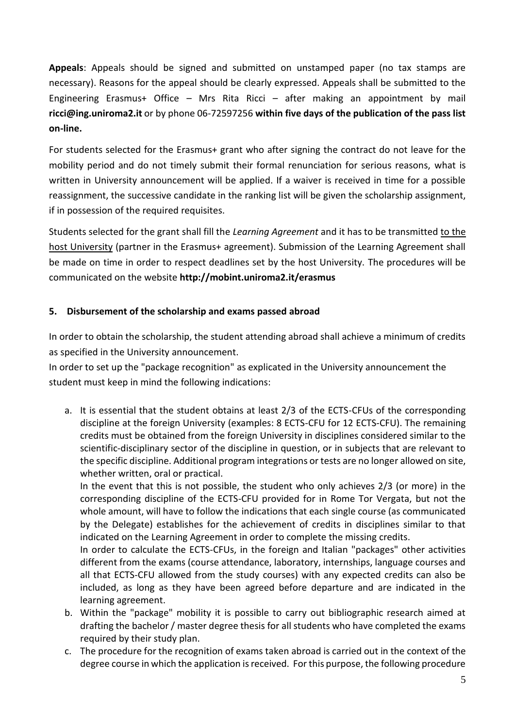**Appeals**: Appeals should be signed and submitted on unstamped paper (no tax stamps are necessary). Reasons for the appeal should be clearly expressed. Appeals shall be submitted to the Engineering Erasmus+ Office – Mrs Rita Ricci – after making an appointment by mail **ricci@ing.uniroma2.it** or by phone 06-72597256 **within five days of the publication of the pass list on-line.**

For students selected for the Erasmus+ grant who after signing the contract do not leave for the mobility period and do not timely submit their formal renunciation for serious reasons, what is written in University announcement will be applied. If a waiver is received in time for a possible reassignment, the successive candidate in the ranking list will be given the scholarship assignment, if in possession of the required requisites.

Students selected for the grant shall fill the *Learning Agreement* and it has to be transmitted to the host University (partner in the Erasmus+ agreement). Submission of the Learning Agreement shall be made on time in order to respect deadlines set by the host University. The procedures will be communicated on the website **http://mobint.uniroma2.it/erasmus**

## 5. Disbursement of the scholarship and exams passed abroad

In order to obtain the scholarship, the student attending abroad shall achieve a minimum of credits as specified in the University announcement.

In order to set up the "package recognition" as explicated in the University announcement the student must keep in mind the following indications:

a. It is essential that the student obtains at least 2/3 of the ECTS-CFUs of the corresponding discipline at the foreign University (examples: 8 ECTS-CFU for 12 ECTS-CFU). The remaining credits must be obtained from the foreign University in disciplines considered similar to the scientific-disciplinary sector of the discipline in question, or in subjects that are relevant to the specific discipline. Additional program integrations or tests are no longer allowed on site, whether written, oral or practical.

   In the event that this is not possible, the student who only achieves 2/3 (or more) in the corresponding discipline of the ECTS-CFU provided for in Rome Tor Vergata, but not the whole amount, will have to follow the indications that each single course (as communicated by the Delegate) establishes for the achievement of credits in disciplines similar to that indicated on the Learning Agreement in order to complete the missing credits.

   In order to calculate the ECTS-CFUs, in the foreign and Italian "packages" other activities different from the exams (course attendance, laboratory, internships, language courses and all that ECTS-CFU allowed from the study courses) with any expected credits can also be included, as long as they have been agreed before departure and are indicated in the learning agreement.

b. Within the "package" mobility it is possible to carry out bibliographic research aimed at drafting the bachelor / master degree thesis for all students who have completed the exams required by their study plan.

c. The procedure for the recognition of exams taken abroad is carried out in the context of the degree course in which the application is received. For this purpose, the following procedure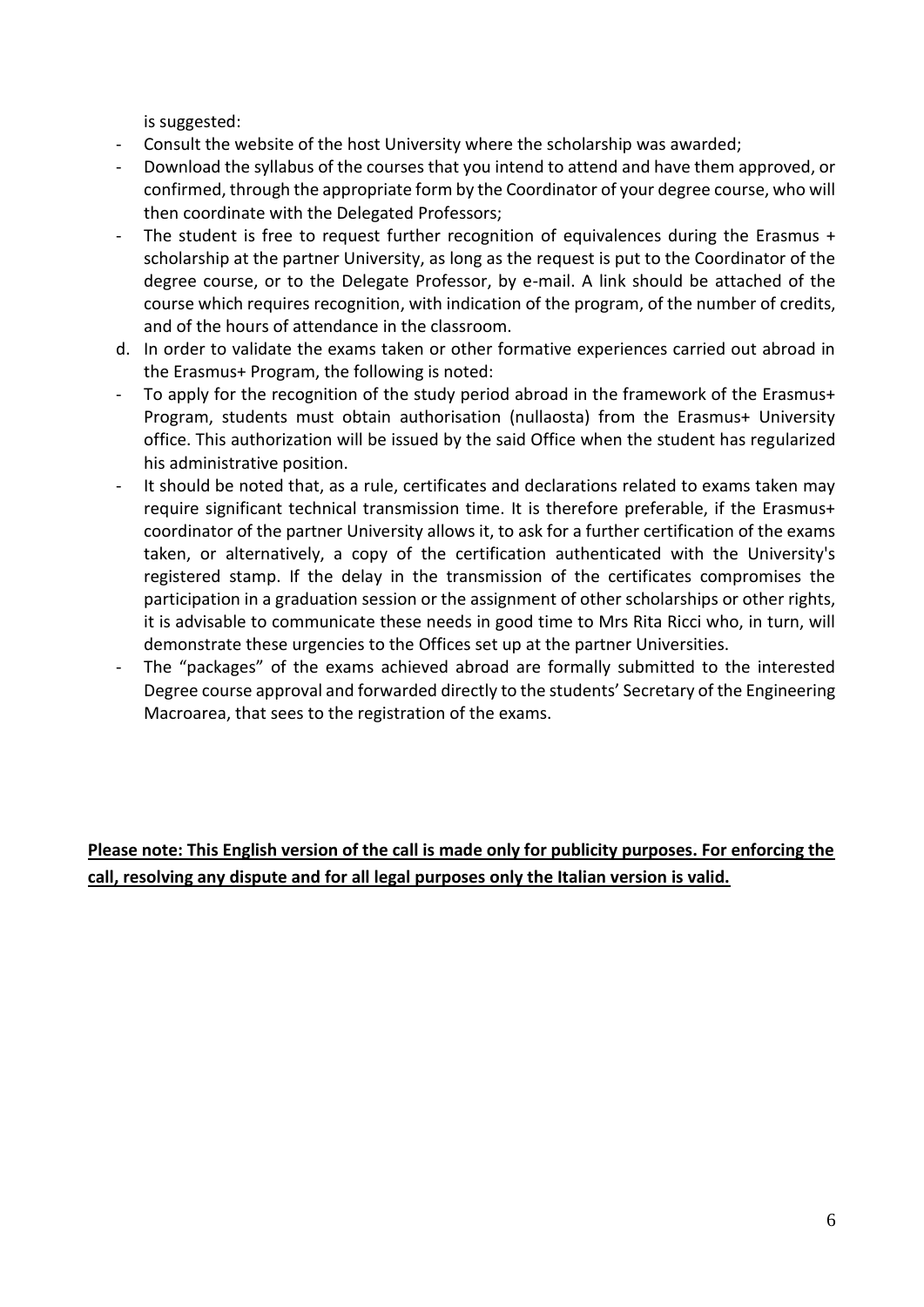is suggested:

- Consult the website of the host University where the scholarship was awarded;
- Download the syllabus of the courses that you intend to attend and have them approved, or confirmed, through the appropriate form by the Coordinator of your degree course, who will then coordinate with the Delegated Professors;
- The student is free to request further recognition of equivalences during the Erasmus + scholarship at the partner University, as long as the request is put to the Coordinator of the degree course, or to the Delegate Professor, by e-mail. A link should be attached of the course which requires recognition, with indication of the program, of the number of credits, and of the hours of attendance in the classroom.

d. In order to validate the exams taken or other formative experiences carried out abroad in the Erasmus+ Program, the following is noted:

- To apply for the recognition of the study period abroad in the framework of the Erasmus+ Program, students must obtain authorisation (nullaosta) from the Erasmus+ University office. This authorization will be issued by the said Office when the student has regularized his administrative position.
- It should be noted that, as a rule, certificates and declarations related to exams taken may require significant technical transmission time. It is therefore preferable, if the Erasmus+ coordinator of the partner University allows it, to ask for a further certification of the exams taken, or alternatively, a copy of the certification authenticated with the University's registered stamp. If the delay in the transmission of the certificates compromises the participation in a graduation session or the assignment of other scholarships or other rights, it is advisable to communicate these needs in good time to Mrs Rita Ricci who, in turn, will demonstrate these urgencies to the Offices set up at the partner Universities.
- The "packages" of the exams achieved abroad are formally submitted to the interested Degree course approval and forwarded directly to the students' Secretary of the Engineering Macroarea, that sees to the registration of the exams.

**Please note: This English version of the call is made only for publicity purposes. For enforcing the call, resolving any dispute and for all legal purposes only the Italian version is valid.**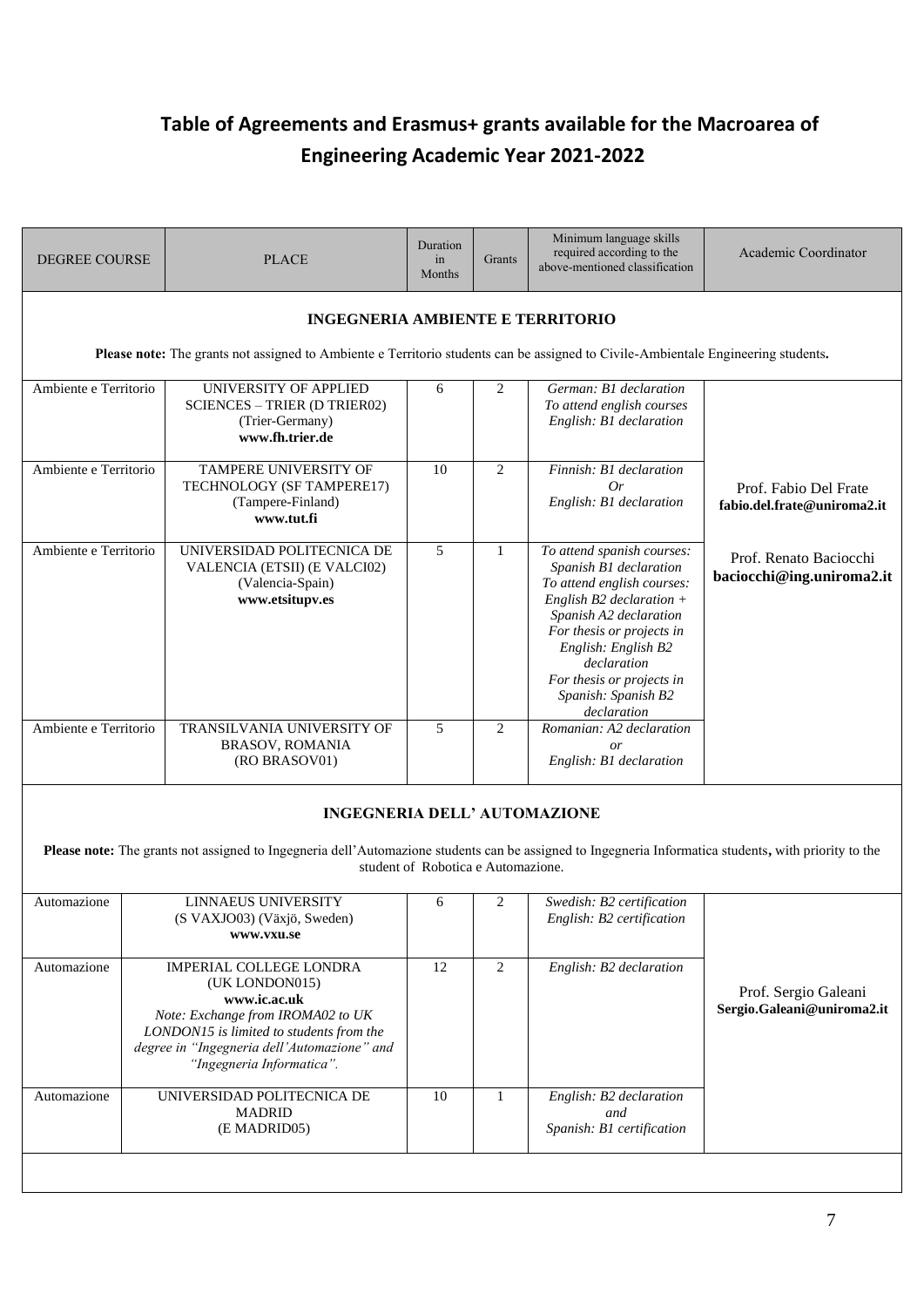# Table of Agreements and Erasmus+ grants available for the Macroarea of Engineering Academic Year 2021-2022

| DEGREE COURSE | PLACE | Duration in Months | Grants | Minimum language skills required according to the above-mentioned classification | Academic Coordinator |
|---|---|---|---|---|---|
| **INGEGNERIA AMBIENTE E TERRITORIO** | | | | | |
| **Please note:** The grants not assigned to Ambiente e Territorio students can be assigned to Civile-Ambientale Engineering students. | | | | | |
| Ambiente e Territorio | UNIVERSITY OF APPLIED SCIENCES – TRIER (D TRIER02) (Trier-Germany) **www.fh.trier.de** | 6 | 2 | *German: B1 declaration* *To attend english courses* *English: B1 declaration* | Prof. Fabio Del Frate **fabio.del.frate@uniroma2.it** Prof. Renato Baciocchi **baciocchi@ing.uniroma2.it** |
| Ambiente e Territorio | TAMPERE UNIVERSITY OF TECHNOLOGY (SF TAMPERE17) (Tampere-Finland) **www.tut.fi** | 10 | 2 | *Finnish: B1 declaration* *Or* *English: B1 declaration* | |
| Ambiente e Territorio | UNIVERSIDAD POLITECNICA DE VALENCIA (ETSII) (E VALCI02) (Valencia-Spain) **www.etsitupv.es** | 5 | 1 | *To attend spanish courses: Spanish B1 declaration* *To attend english courses: English B2 declaration + Spanish A2 declaration* *For thesis or projects in English: English B2 declaration* *For thesis or projects in Spanish: Spanish B2 declaration* | |
| Ambiente e Territorio | TRANSILVANIA UNIVERSITY OF BRASOV, ROMANIA (RO BRASOV01) | 5 | 2 | *Romanian: A2 declaration* *or* *English: B1 declaration* | |
| **INGEGNERIA DELL' AUTOMAZIONE** | | | | | |
| **Please note:** The grants not assigned to Ingegneria dell'Automazione students can be assigned to Ingegneria Informatica students, with priority to the student of Robotica e Automazione. | | | | | |
| Automazione | LINNAEUS UNIVERSITY (S VAXJO03) (Växjö, Sweden) **www.vxu.se** | 6 | 2 | *Swedish: B2 certification* *English: B2 certification* | Prof. Sergio Galeani **Sergio.Galeani@uniroma2.it** |
| Automazione | IMPERIAL COLLEGE LONDRA (UK LONDON015) **www.ic.ac.uk** *Note: Exchange from IROMA02 to UK LONDON15 is limited to students from the degree in "Ingegneria dell'Automazione" and "Ingegneria Informatica".* | 12 | 2 | *English: B2 declaration* | |
| Automazione | UNIVERSIDAD POLITECNICA DE MADRID (E MADRID05) | 10 | 1 | *English: B2 declaration* *and* *Spanish: B1 certification* | |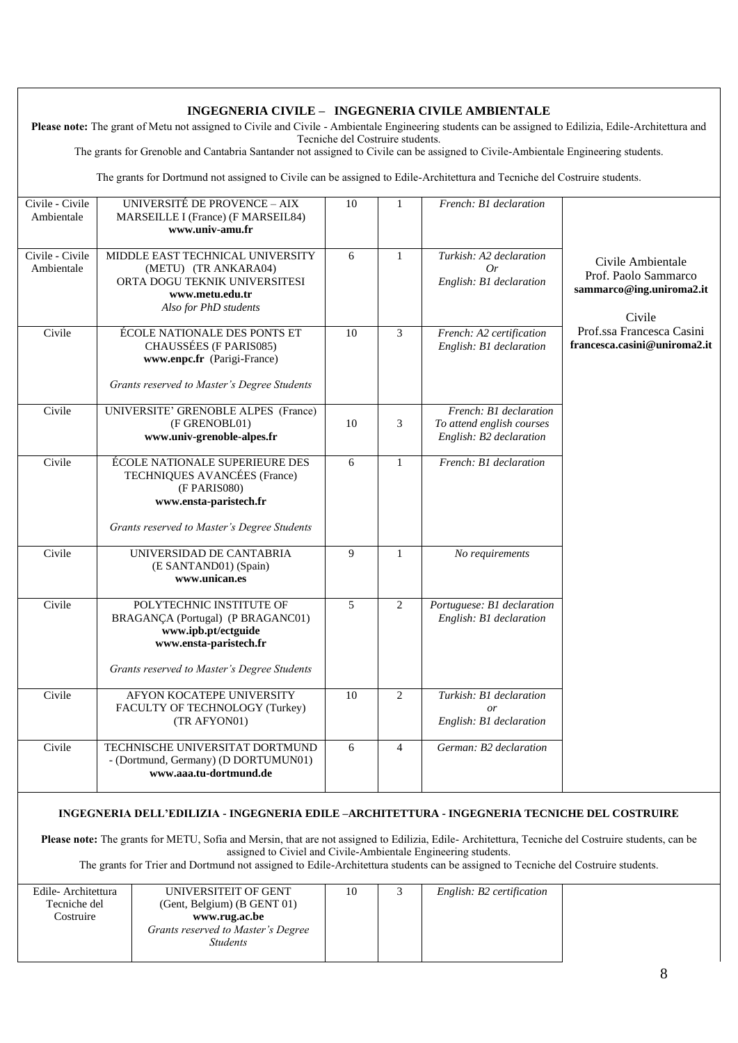## INGEGNERIA CIVILE – INGEGNERIA CIVILE AMBIENTALE

**Please note:** The grant of Metu not assigned to Civile and Civile - Ambientale Engineering students can be assigned to Edilizia, Edile-Architettura and Tecniche del Costruire students.

The grants for Grenoble and Cantabria Santander not assigned to Civile can be assigned to Civile-Ambientale Engineering students.

The grants for Dortmund not assigned to Civile can be assigned to Edile-Architettura and Tecniche del Costruire students.

| | | | | | |
|---|---|---|---|---|---|
| Civile - Civile Ambientale | UNIVERSITÉ DE PROVENCE – AIX MARSEILLE I (France) (F MARSEIL84) **www.univ-amu.fr** | 10 | 1 | *French: B1 declaration* | Civile Ambientale Prof. Paolo Sammarco **sammarco@ing.uniroma2.it** Civile Prof.ssa Francesca Casini **francesca.casini@uniroma2.it** |
| Civile - Civile Ambientale | MIDDLE EAST TECHNICAL UNIVERSITY (METU) (TR ANKARA04) ORTA DOGU TEKNIK UNIVERSITESI **www.metu.edu.tr** *Also for PhD students* | 6 | 1 | *Turkish: A2 declaration Or English: B1 declaration* | |
| Civile | ÉCOLE NATIONALE DES PONTS ET CHAUSSÉES (F PARIS085) **www.enpc.fr** (Parigi-France) *Grants reserved to Master's Degree Students* | 10 | 3 | *French: A2 certification English: B1 declaration* | |
| Civile | UNIVERSITE' GRENOBLE ALPES (France) (F GRENOBL01) **www.univ-grenoble-alpes.fr** | 10 | 3 | *French: B1 declaration To attend english courses English: B2 declaration* | |
| Civile | ÉCOLE NATIONALE SUPERIEURE DES TECHNIQUES AVANCÉES (France) (F PARIS080) **www.ensta-paristech.fr** *Grants reserved to Master's Degree Students* | 6 | 1 | *French: B1 declaration* | |
| Civile | UNIVERSIDAD DE CANTABRIA (E SANTAND01) (Spain) **www.unican.es** | 9 | 1 | *No requirements* | |
| Civile | POLYTECHNIC INSTITUTE OF BRAGANÇA (Portugal) (P BRAGANC01) **www.ipb.pt/ectguide** **www.ensta-paristech.fr** *Grants reserved to Master's Degree Students* | 5 | 2 | *Portuguese: B1 declaration English: B1 declaration* | |
| Civile | AFYON KOCATEPE UNIVERSITY FACULTY OF TECHNOLOGY (Turkey) (TR AFYON01) | 10 | 2 | *Turkish: B1 declaration or English: B1 declaration* | |
| Civile | TECHNISCHE UNIVERSITAT DORTMUND - (Dortmund, Germany) (D DORTUMUN01) **www.aaa.tu-dortmund.de** | 6 | 4 | *German: B2 declaration* | |

## INGEGNERIA DELL'EDILIZIA - INGEGNERIA EDILE –ARCHITETTURA - INGEGNERIA TECNICHE DEL COSTRUIRE

**Please note:** The grants for METU, Sofia and Mersin, that are not assigned to Edilizia, Edile- Architettura, Tecniche del Costruire students, can be assigned to Civiel and Civile-Ambientale Engineering students.

The grants for Trier and Dortmund not assigned to Edile-Architettura students can be assigned to Tecniche del Costruire students.

| | | | | | |
|---|---|---|---|---|---|
| Edile- Architettura Tecniche del Costruire | UNIVERSITEIT OF GENT (Gent, Belgium) (B GENT 01) **www.rug.ac.be** *Grants reserved to Master's Degree Students* | 10 | 3 | *English: B2 certification* | |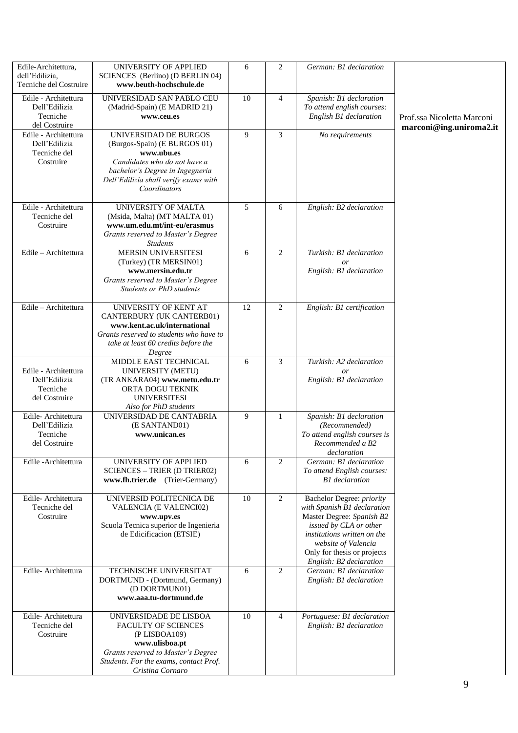| | | | | | |
|---|---|---|---|---|---|
| Edile-Architettura, dell'Edilizia, Tecniche del Costruire | UNIVERSITY OF APPLIED SCIENCES (Berlino) (D BERLIN 04) **www.beuth-hochschule.de** | 6 | 2 | *German: B1 declaration* | Prof.ssa Nicoletta Marconi **marconi@ing.uniroma2.it** |
| Edile - Architettura Dell'Edilizia Tecniche del Costruire | UNIVERSIDAD SAN PABLO CEU (Madrid-Spain) (E MADRID 21) **www.ceu.es** | 10 | 4 | *Spanish: B1 declaration To attend english courses: English B1 declaration* | |
| Edile - Architettura Dell'Edilizia Tecniche del Costruire | UNIVERSIDAD DE BURGOS (Burgos-Spain) (E BURGOS 01) **www.ubu.es** *Candidates who do not have a bachelor's Degree in Ingegneria Dell'Edilizia shall verify exams with Coordinators* | 9 | 3 | *No requirements* | |
| Edile - Architettura Tecniche del Costruire | UNIVERSITY OF MALTA (Msida, Malta) (MT MALTA 01) **www.um.edu.mt/int-eu/erasmus** *Grants reserved to Master's Degree Students* | 5 | 6 | *English: B2 declaration* | |
| Edile – Architettura | MERSIN UNIVERSITESI (Turkey) (TR MERSIN01) **www.mersin.edu.tr** *Grants reserved to Master's Degree Students or PhD students* | 6 | 2 | *Turkish: B1 declaration or English: B1 declaration* | |
| Edile – Architettura | UNIVERSITY OF KENT AT CANTERBURY (UK CANTERB01) **www.kent.ac.uk/international** *Grants reserved to students who have to take at least 60 credits before the Degree* | 12 | 2 | *English: B1 certification* | |
| Edile - Architettura Dell'Edilizia Tecniche del Costruire | MIDDLE EAST TECHNICAL UNIVERSITY (METU) (TR ANKARA04) **www.metu.edu.tr** ORTA DOGU TEKNIK UNIVERSITESI *Also for PhD students* | 6 | 3 | *Turkish: A2 declaration or English: B1 declaration* | |
| Edile- Architettura Dell'Edilizia Tecniche del Costruire | UNIVERSIDAD DE CANTABRIA (E SANTAND01) **www.unican.es** | 9 | 1 | *Spanish: B1 declaration (Recommended) To attend english courses is Recommended a B2 declaration* | |
| Edile -Architettura | UNIVERSITY OF APPLIED SCIENCES – TRIER (D TRIER02) **www.fh.trier.de** (Trier-Germany) | 6 | 2 | *German: B1 declaration To attend English courses: B1 declaration* | |
| Edile- Architettura Tecniche del Costruire | UNIVERSID POLITECNICA DE VALENCIA (E VALENCI02) **www.upv.es** Scuola Tecnica superior de Ingenieria de Edicificacion (ETSIE) | 10 | 2 | Bachelor Degree: *priority with Spanish B1 declaration* Master Degree: *Spanish B2 issued by CLA or other institutions written on the website of Valencia* Only for thesis or projects *English: B2 declaration* | |
| Edile- Architettura | TECHNISCHE UNIVERSITAT DORTMUND - (Dortmund, Germany) (D DORTMUN01) **www.aaa.tu-dortmund.de** | 6 | 2 | *German: B1 declaration English: B1 declaration* | |
| Edile- Architettura Tecniche del Costruire | UNIVERSIDADE DE LISBOA FACULTY OF SCIENCES (P LISBOA109) **www.ulisboa.pt** *Grants reserved to Master's Degree Students. For the exams, contact Prof. Cristina Cornaro* | 10 | 4 | *Portuguese: B1 declaration English: B1 declaration* | |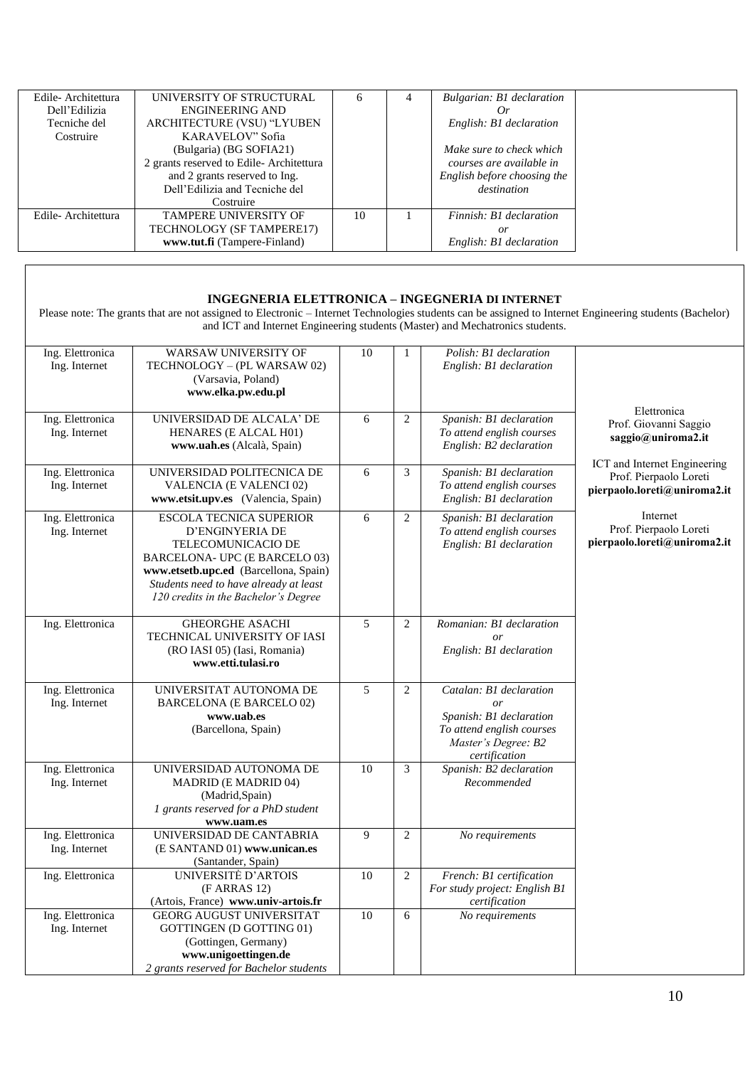| | | | | | |
|---|---|---|---|---|---|
| Edile- Architettura Dell'Edilizia Tecniche del Costruire | UNIVERSITY OF STRUCTURAL ENGINEERING AND ARCHITECTURE (VSU) "LYUBEN KARAVELOV" Sofia (Bulgaria) (BG SOFIA21) 2 grants reserved to Edile- Architettura and 2 grants reserved to Ing. Dell'Edilizia and Tecniche del Costruire | 6 | 4 | *Bulgarian: B1 declaration Or English: B1 declaration* *Make sure to check which courses are available in English before choosing the destination* | |
| Edile- Architettura | TAMPERE UNIVERSITY OF TECHNOLOGY (SF TAMPERE17) **www.tut.fi** (Tampere-Finland) | 10 | 1 | *Finnish: B1 declaration or English: B1 declaration* | |

**INGEGNERIA ELETTRONICA – INGEGNERIA DI INTERNET**

Please note: The grants that are not assigned to Electronic – Internet Technologies students can be assigned to Internet Engineering students (Bachelor) and ICT and Internet Engineering students (Master) and Mechatronics students.

| | | | | | |
|---|---|---|---|---|---|
| Ing. Elettronica Ing. Internet | WARSAW UNIVERSITY OF TECHNOLOGY – (PL WARSAW 02) (Varsavia, Poland) **www.elka.pw.edu.pl** | 10 | 1 | *Polish: B1 declaration English: B1 declaration* | Elettronica Prof. Giovanni Saggio **saggio@uniroma2.it** ICT and Internet Engineering Prof. Pierpaolo Loreti **pierpaolo.loreti@uniroma2.it** Internet Prof. Pierpaolo Loreti **pierpaolo.loreti@uniroma2.it** |
| Ing. Elettronica Ing. Internet | UNIVERSIDAD DE ALCALA' DE HENARES (E ALCAL H01) **www.uah.es** (Alcalà, Spain) | 6 | 2 | *Spanish: B1 declaration To attend english courses English: B2 declaration* | |
| Ing. Elettronica Ing. Internet | UNIVERSIDAD POLITECNICA DE VALENCIA (E VALENCI 02) **www.etsit.upv.es** (Valencia, Spain) | 6 | 3 | *Spanish: B1 declaration To attend english courses English: B1 declaration* | |
| Ing. Elettronica Ing. Internet | ESCOLA TECNICA SUPERIOR D'ENGINYERIA DE TELECOMUNICACIO DE BARCELONA- UPC (E BARCELO 03) **www.etsetb.upc.ed** (Barcellona, Spain) *Students need to have already at least 120 credits in the Bachelor's Degree* | 6 | 2 | *Spanish: B1 declaration To attend english courses English: B1 declaration* | |
| Ing. Elettronica | GHEORGHE ASACHI TECHNICAL UNIVERSITY OF IASI (RO IASI 05) (Iasi, Romania) **www.etti.tuiasi.ro** | 5 | 2 | *Romanian: B1 declaration or English: B1 declaration* | |
| Ing. Elettronica Ing. Internet | UNIVERSITAT AUTONOMA DE BARCELONA (E BARCELO 02) **www.uab.es** (Barcellona, Spain) | 5 | 2 | *Catalan: B1 declaration or Spanish: B1 declaration To attend english courses Master's Degree: B2 certification* | |
| Ing. Elettronica Ing. Internet | UNIVERSIDAD AUTONOMA DE MADRID (E MADRID 04) (Madrid,Spain) *1 grants reserved for a PhD student* **www.uam.es** | 10 | 3 | *Spanish: B2 declaration Recommended* | |
| Ing. Elettronica Ing. Internet | UNIVERSIDAD DE CANTABRIA (E SANTAND 01) **www.unican.es** (Santander, Spain) | 9 | 2 | *No requirements* | |
| Ing. Elettronica | UNIVERSITÈ D'ARTOIS (F ARRAS 12) (Artois, France) **www.univ-artois.fr** | 10 | 2 | *French: B1 certification For study project: English B1 certification* | |
| Ing. Elettronica Ing. Internet | GEORG AUGUST UNIVERSITAT GOTTINGEN (D GOTTING 01) (Gottingen, Germany) **www.unigoettingen.de** *2 grants reserved for Bachelor students* | 10 | 6 | *No requirements* | |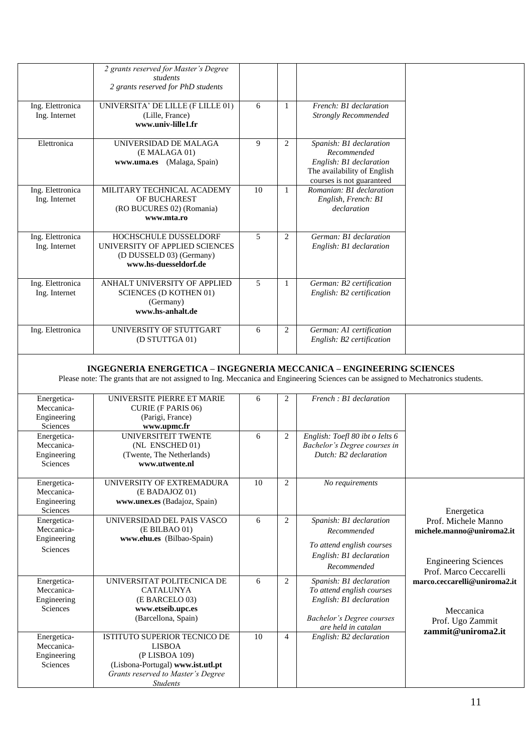| | | | | | |
|---|---|---|---|---|---|
| | *2 grants reserved for Master's Degree students*<br>*2 grants reserved for PhD students* | | | | |
| Ing. Elettronica<br>Ing. Internet | UNIVERSITA' DE LILLE (F LILLE 01)<br>(Lille, France)<br>**www.univ-lille1.fr** | 6 | 1 | *French: B1 declaration*<br>*Strongly Recommended* | |
| Elettronica | UNIVERSIDAD DE MALAGA<br>(E MALAGA 01)<br>**www.uma.es** (Malaga, Spain) | 9 | 2 | *Spanish: B1 declaration*<br>*Recommended*<br>*English: B1 declaration*<br>The availability of English courses is not guaranteed | |
| Ing. Elettronica<br>Ing. Internet | MILITARY TECHNICAL ACADEMY OF BUCHAREST<br>(RO BUCURES 02) (Romania)<br>**www.mta.ro** | 10 | 1 | *Romanian: B1 declaration*<br>*English, French: B1 declaration* | |
| Ing. Elettronica<br>Ing. Internet | HOCHSCHULE DUSSELDORF UNIVERSITY OF APPLIED SCIENCES<br>(D DUSSELD 03) (Germany)<br>**www.hs-duesseldorf.de** | 5 | 2 | *German: B1 declaration*<br>*English: B1 declaration* | |
| Ing. Elettronica<br>Ing. Internet | ANHALT UNIVERSITY OF APPLIED SCIENCES (D KOTHEN 01)<br>(Germany)<br>**www.hs-anhalt.de** | 5 | 1 | *German: B2 certification*<br>*English: B2 certification* | |
| Ing. Elettronica | UNIVERSITY OF STUTTGART<br>(D STUTTGA 01) | 6 | 2 | *German: A1 certification*<br>*English: B2 certification* | |

### INGEGNERIA ENERGETICA – INGEGNERIA MECCANICA – ENGINEERING SCIENCES

Please note: The grants that are not assigned to Ing. Meccanica and Engineering Sciences can be assigned to Mechatronics students.

| | | | | | |
|---|---|---|---|---|---|
| Energetica-<br>Meccanica-<br>Engineering Sciences | UNIVERSITE PIERRE ET MARIE CURIE (F PARIS 06)<br>(Parigi, France)<br>**www.upmc.fr** | 6 | 2 | *French : B1 declaration* | |
| Energetica-<br>Meccanica-<br>Engineering Sciences | UNIVERSITEIT TWENTE<br>(NL ENSCHED 01)<br>(Twente, The Netherlands)<br>**www.utwente.nl** | 6 | 2 | *English: Toefl 80 ibt o Ielts 6*<br>*Bachelor's Degree courses in Dutch: B2 declaration* | |
| Energetica-<br>Meccanica-<br>Engineering Sciences | UNIVERSITY OF EXTREMADURA<br>(E BADAJOZ 01)<br>**www.unex.es** (Badajoz, Spain) | 10 | 2 | *No requirements* | Energetica<br>Prof. Michele Manno<br>**michele.manno@uniroma2.it**<br><br>Engineering Sciences<br>Prof. Marco Ceccarelli<br>**marco.ceccarelli@uniroma2.it**<br><br>Meccanica<br>Prof. Ugo Zammit<br>**zammit@uniroma2.it** |
| Energetica-<br>Meccanica-<br>Engineering Sciences | UNIVERSIDAD DEL PAIS VASCO<br>(E BILBAO 01)<br>**www.ehu.es** (Bilbao-Spain) | 6 | 2 | *Spanish: B1 declaration*<br>*Recommended*<br>*To attend english courses*<br>*English: B1 declaration*<br>*Recommended* | |
| Energetica-<br>Meccanica-<br>Engineering Sciences | UNIVERSITAT POLITECNICA DE CATALUNYA<br>(E BARCELO 03)<br>**www.etseib.upc.es**<br>(Barcellona, Spain) | 6 | 2 | *Spanish: B1 declaration*<br>*To attend english courses*<br>*English: B1 declaration*<br>*Bachelor's Degree courses are held in catalan* | |
| Energetica-<br>Meccanica-<br>Engineering Sciences | ISTITUTO SUPERIOR TECNICO DE LISBOA<br>(P LISBOA 109)<br>(Lisbona-Portugal) **www.ist.utl.pt**<br>*Grants reserved to Master's Degree Students* | 10 | 4 | *English: B2 declaration* | |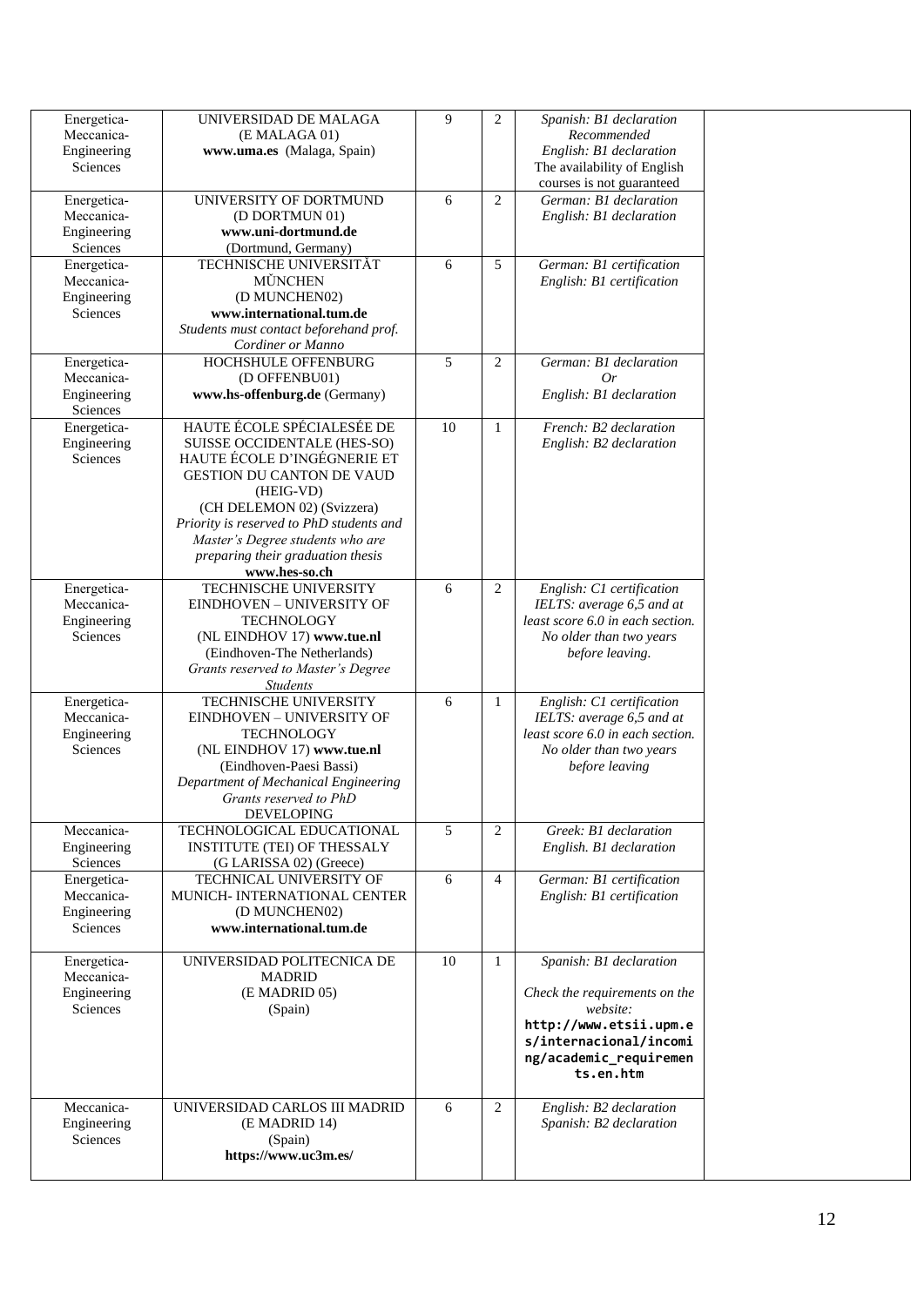| | | | | | |
|---|---|---|---|---|---|
| Energetica-Meccanica-Engineering Sciences | UNIVERSIDAD DE MALAGA (E MALAGA 01) **www.uma.es** (Malaga, Spain) | 9 | 2 | *Spanish: B1 declaration Recommended English: B1 declaration* The availability of English courses is not guaranteed | |
| Energetica-Meccanica-Engineering Sciences | UNIVERSITY OF DORTMUND (D DORTMUN 01) **www.uni-dortmund.de** (Dortmund, Germany) | 6 | 2 | *German: B1 declaration English: B1 declaration* | |
| Energetica-Meccanica-Engineering Sciences | TECHNISCHE UNIVERSITÄT MŬNCHEN (D MUNCHEN02) **www.international.tum.de** *Students must contact beforehand prof. Cordiner or Manno* | 6 | 5 | *German: B1 certification English: B1 certification* | |
| Energetica-Meccanica-Engineering Sciences | HOCHSHULE OFFENBURG (D OFFENBU01) **www.hs-offenburg.de** (Germany) | 5 | 2 | *German: B1 declaration Or English: B1 declaration* | |
| Energetica-Engineering Sciences | HAUTE ÉCOLE SPÉCIALESÉE DE SUISSE OCCIDENTALE (HES-SO) HAUTE ÉCOLE D'INGÉGNERIE ET GESTION DU CANTON DE VAUD (HEIG-VD) (CH DELEMON 02) (Svizzera) *Priority is reserved to PhD students and Master's Degree students who are preparing their graduation thesis* **www.hes-so.ch** | 10 | 1 | *French: B2 declaration English: B2 declaration* | |
| Energetica-Meccanica-Engineering Sciences | TECHNISCHE UNIVERSITY EINDHOVEN – UNIVERSITY OF TECHNOLOGY (NL EINDHOV 17) **www.tue.nl** (Eindhoven-The Netherlands) *Grants reserved to Master's Degree Students* | 6 | 2 | *English: C1 certification IELTS: average 6,5 and at least score 6.0 in each section. No older than two years before leaving.* | |
| Energetica-Meccanica-Engineering Sciences | TECHNISCHE UNIVERSITY EINDHOVEN – UNIVERSITY OF TECHNOLOGY (NL EINDHOV 17) **www.tue.nl** (Eindhoven-Paesi Bassi) *Department of Mechanical Engineering Grants reserved to PhD* DEVELOPING | 6 | 1 | *English: C1 certification IELTS: average 6,5 and at least score 6.0 in each section. No older than two years before leaving* | |
| Meccanica-Engineering Sciences | TECHNOLOGICAL EDUCATIONAL INSTITUTE (TEI) OF THESSALY (G LARISSA 02) (Greece) | 5 | 2 | *Greek: B1 declaration English. B1 declaration* | |
| Energetica-Meccanica-Engineering Sciences | TECHNICAL UNIVERSITY OF MUNICH- INTERNATIONAL CENTER (D MUNCHEN02) **www.international.tum.de** | 6 | 4 | *German: B1 certification English: B1 certification* | |
| Energetica-Meccanica-Engineering Sciences | UNIVERSIDAD POLITECNICA DE MADRID (E MADRID 05) (Spain) | 10 | 1 | *Spanish: B1 declaration* *Check the requirements on the website:* **http://www.etsii.upm.es/internacional/incoming/academic_requirements.en.htm** | |
| Meccanica-Engineering Sciences | UNIVERSIDAD CARLOS III MADRID (E MADRID 14) (Spain) **https://www.uc3m.es/** | 6 | 2 | *English: B2 declaration Spanish: B2 declaration* | |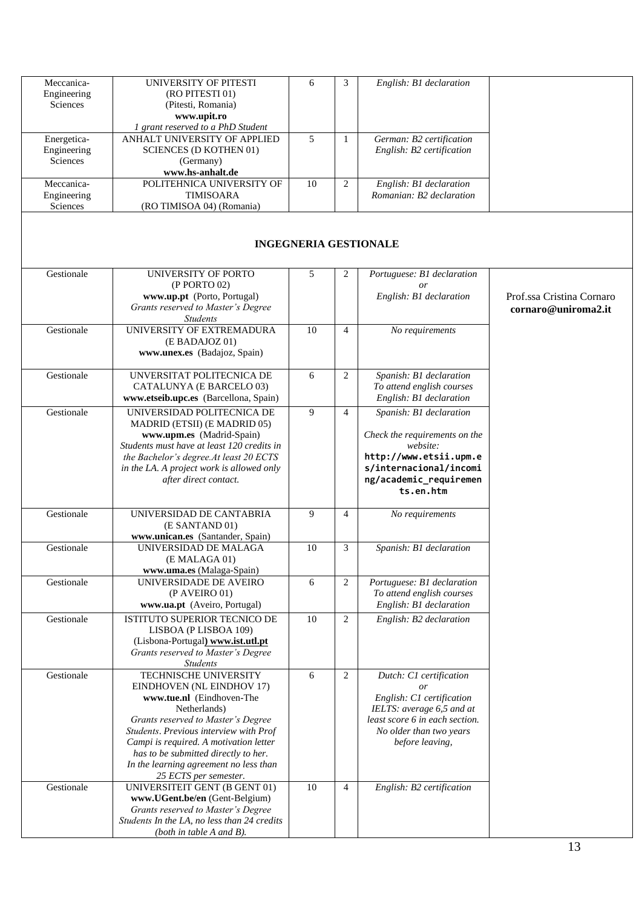| | | | | | |
|---|---|---|---|---|---|
| Meccanica-Engineering Sciences | UNIVERSITY OF PITESTI (RO PITESTI 01) (Pitesti, Romania) **www.upit.ro** *1 grant reserved to a PhD Student* | 6 | 3 | *English: B1 declaration* | |
| Energetica-Engineering Sciences | ANHALT UNIVERSITY OF APPLIED SCIENCES (D KOTHEN 01) (Germany) **www.hs-anhalt.de** | 5 | 1 | *German: B2 certification* *English: B2 certification* | |
| Meccanica-Engineering Sciences | POLITEHNICA UNIVERSITY OF TIMISOARA (RO TIMISOA 04) (Romania) | 10 | 2 | *English: B1 declaration* *Romanian: B2 declaration* | |
| **INGEGNERIA GESTIONALE** | | | | | |
| Gestionale | UNIVERSITY OF PORTO (P PORTO 02) **www.up.pt** (Porto, Portugal) *Grants reserved to Master's Degree Students* | 5 | 2 | *Portuguese: B1 declaration* *or* *English: B1 declaration* | Prof.ssa Cristina Cornaro **cornaro@uniroma2.it** |
| Gestionale | UNIVERSITY OF EXTREMADURA (E BADAJOZ 01) **www.unex.es** (Badajoz, Spain) | 10 | 4 | *No requirements* | |
| Gestionale | UNVERSITAT POLITECNICA DE CATALUNYA (E BARCELO 03) **www.etseib.upc.es** (Barcellona, Spain) | 6 | 2 | *Spanish: B1 declaration* *To attend english courses* *English: B1 declaration* | |
| Gestionale | UNIVERSIDAD POLITECNICA DE MADRID (ETSII) (E MADRID 05) **www.upm.es** (Madrid-Spain) *Students must have at least 120 credits in the Bachelor's degree.At least 20 ECTS in the LA. A project work is allowed only after direct contact.* | 9 | 4 | *Spanish: B1 declaration* *Check the requirements on the website:* **http://www.etsii.upm.es/internacional/incoming/academic_requirements.en.htm** | |
| Gestionale | UNIVERSIDAD DE CANTABRIA (E SANTAND 01) **www.unican.es** (Santander, Spain) | 9 | 4 | *No requirements* | |
| Gestionale | UNIVERSIDAD DE MALAGA (E MALAGA 01) **www.uma.es** (Malaga-Spain) | 10 | 3 | *Spanish: B1 declaration* | |
| Gestionale | UNIVERSIDADE DE AVEIRO (P AVEIRO 01) **www.ua.pt** (Aveiro, Portugal) | 6 | 2 | *Portuguese: B1 declaration* *To attend english courses* *English: B1 declaration* | |
| Gestionale | ISTITUTO SUPERIOR TECNICO DE LISBOA (P LISBOA 109) (Lisbona-Portugal**) www.ist.utl.pt** *Grants reserved to Master's Degree Students* | 10 | 2 | *English: B2 declaration* | |
| Gestionale | TECHNISCHE UNIVERSITY EINDHOVEN (NL EINDHOV 17) **www.tue.nl** (Eindhoven-The Netherlands) *Grants reserved to Master's Degree Students. Previous interview with Prof Campi is required. A motivation letter has to be submitted directly to her. In the learning agreement no less than 25 ECTS per semester.* | 6 | 2 | *Dutch: C1 certification* *or* *English: C1 certification* *IELTS: average 6,5 and at least score 6 in each section. No older than two years before leaving,* | |
| Gestionale | UNIVERSITEIT GENT (B GENT 01) **www.UGent.be/en** (Gent-Belgium) *Grants reserved to Master's Degree Students In the LA, no less than 24 credits (both in table A and B).* | 10 | 4 | *English: B2 certification* | |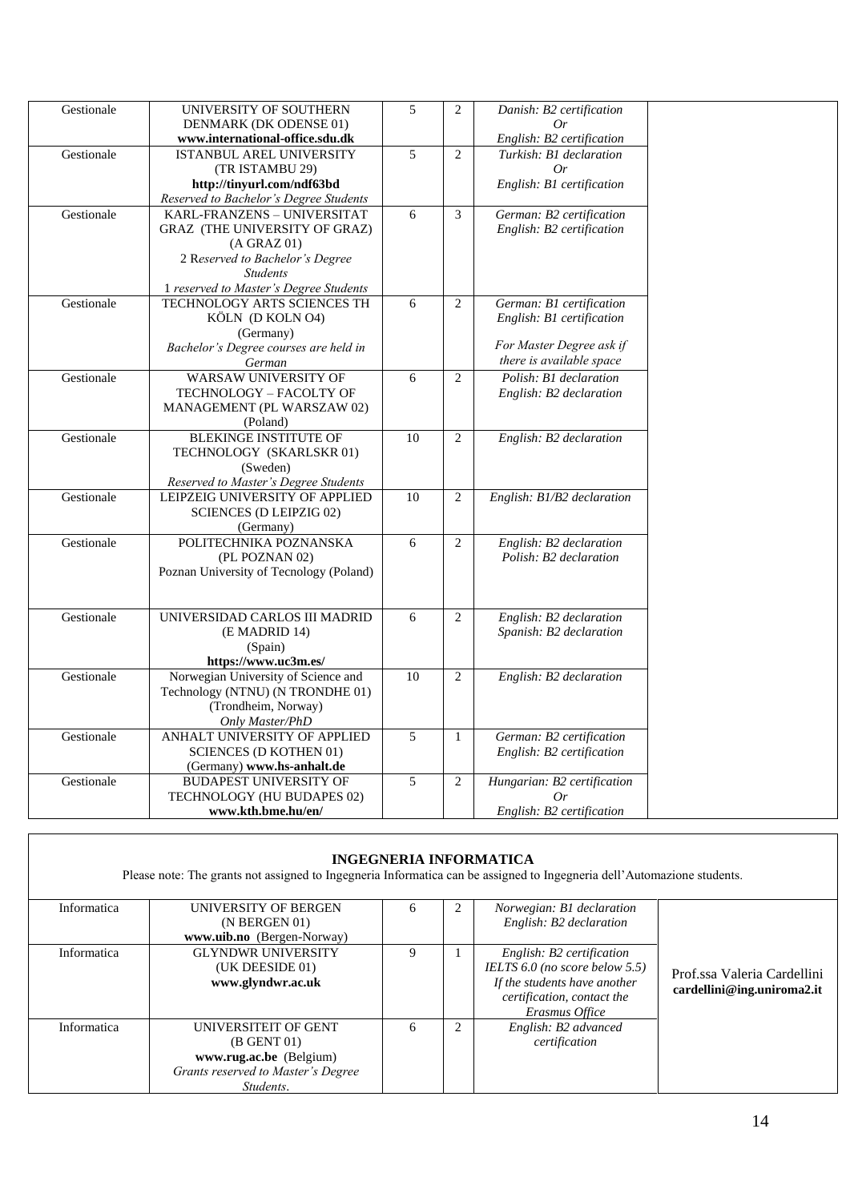| | | | | | |
|---|---|---|---|---|---|
| Gestionale | UNIVERSITY OF SOUTHERN DENMARK (DK ODENSE 01) **www.international-office.sdu.dk** | 5 | 2 | *Danish: B2 certification* *Or* *English: B2 certification* | |
| Gestionale | ISTANBUL AREL UNIVERSITY (TR ISTAMBU 29) **http://tinyurl.com/ndf63bd** *Reserved to Bachelor's Degree Students* | 5 | 2 | *Turkish: B1 declaration* *Or* *English: B1 certification* | |
| Gestionale | KARL-FRANZENS – UNIVERSITAT GRAZ (THE UNIVERSITY OF GRAZ) (A GRAZ 01) 2 *Reserved to Bachelor's Degree Students* 1 *reserved to Master's Degree Students* | 6 | 3 | *German: B2 certification* *English: B2 certification* | |
| Gestionale | TECHNOLOGY ARTS SCIENCES TH KÖLN (D KOLN O4) (Germany) *Bachelor's Degree courses are held in German* | 6 | 2 | *German: B1 certification* *English: B1 certification* *For Master Degree ask if there is available space* | |
| Gestionale | WARSAW UNIVERSITY OF TECHNOLOGY – FACOLTY OF MANAGEMENT (PL WARSZAW 02) (Poland) | 6 | 2 | *Polish: B1 declaration* *English: B2 declaration* | |
| Gestionale | BLEKINGE INSTITUTE OF TECHNOLOGY (SKARLSKR 01) (Sweden) *Reserved to Master's Degree Students* | 10 | 2 | *English: B2 declaration* | |
| Gestionale | LEIPZEIG UNIVERSITY OF APPLIED SCIENCES (D LEIPZIG 02) (Germany) | 10 | 2 | *English: B1/B2 declaration* | |
| Gestionale | POLITECHNIKA POZNANSKA (PL POZNAN 02) Poznan University of Tecnology (Poland) | 6 | 2 | *English: B2 declaration* *Polish: B2 declaration* | |
| Gestionale | UNIVERSIDAD CARLOS III MADRID (E MADRID 14) (Spain) **https://www.uc3m.es/** | 6 | 2 | *English: B2 declaration* *Spanish: B2 declaration* | |
| Gestionale | Norwegian University of Science and Technology (NTNU) (N TRONDHE 01) (Trondheim, Norway) *Only Master/PhD* | 10 | 2 | *English: B2 declaration* | |
| Gestionale | ANHALT UNIVERSITY OF APPLIED SCIENCES (D KOTHEN 01) (Germany) **www.hs-anhalt.de** | 5 | 1 | *German: B2 certification* *English: B2 certification* | |
| Gestionale | BUDAPEST UNIVERSITY OF TECHNOLOGY (HU BUDAPES 02) **www.kth.bme.hu/en/** | 5 | 2 | *Hungarian: B2 certification* *Or* *English: B2 certification* | |

## INGEGNERIA INFORMATICA

Please note: The grants not assigned to Ingegneria Informatica can be assigned to Ingegneria dell'Automazione students.

| | | | | | |
|---|---|---|---|---|---|
| Informatica | UNIVERSITY OF BERGEN (N BERGEN 01) **www.uib.no** (Bergen-Norway) | 6 | 2 | *Norwegian: B1 declaration* *English: B2 declaration* | Prof.ssa Valeria Cardellini **cardellini@ing.uniroma2.it** |
| Informatica | GLYNDWR UNIVERSITY (UK DEESIDE 01) **www.glyndwr.ac.uk** | 9 | 1 | *English: B2 certification* *IELTS 6.0 (no score below 5.5)* *If the students have another certification, contact the Erasmus Office* | |
| Informatica | UNIVERSITEIT OF GENT (B GENT 01) **www.rug.ac.be** (Belgium) *Grants reserved to Master's Degree Students*. | 6 | 2 | *English: B2 advanced certification* | |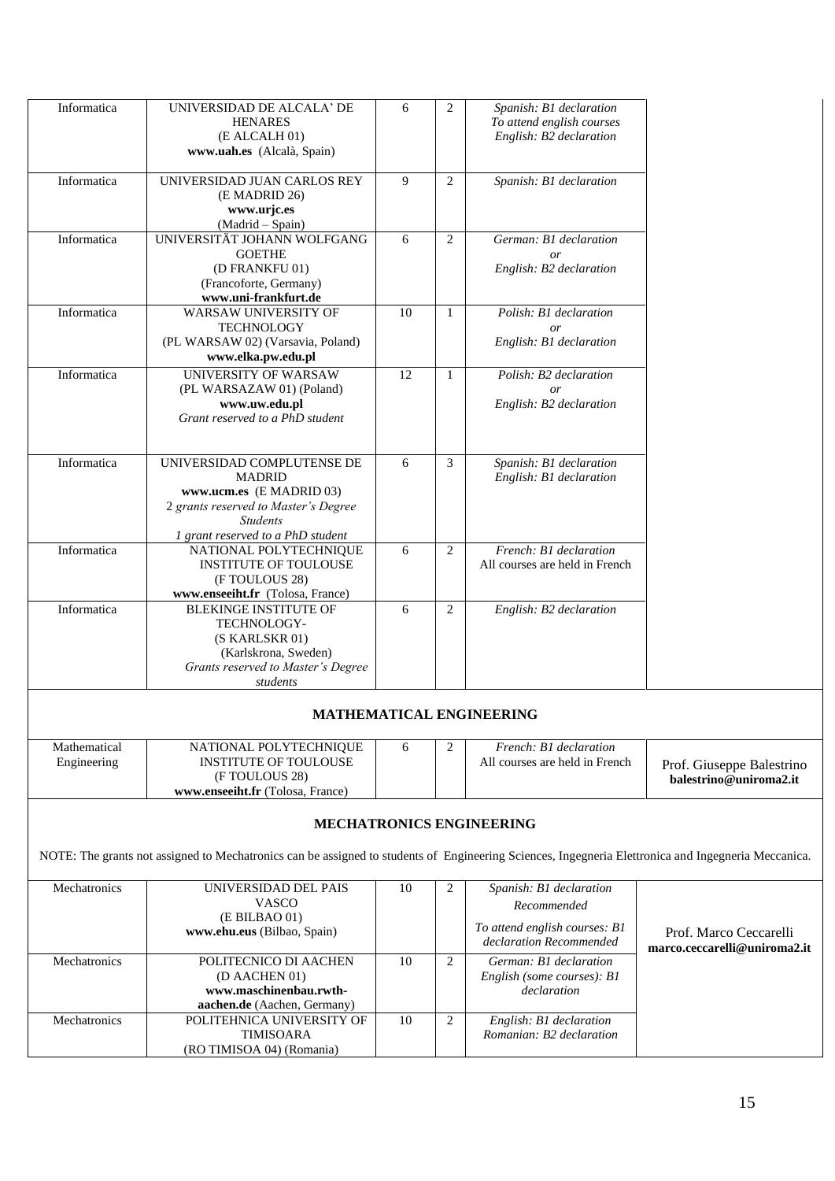| | | | | | |
|---|---|---|---|---|---|
| Informatica | UNIVERSIDAD DE ALCALA' DE HENARES (E ALCALH 01) **www.uah.es** (Alcalà, Spain) | 6 | 2 | *Spanish: B1 declaration* *To attend english courses* *English: B2 declaration* | |
| Informatica | UNIVERSIDAD JUAN CARLOS REY (E MADRID 26) **www.urjc.es** (Madrid – Spain) | 9 | 2 | *Spanish: B1 declaration* | |
| Informatica | UNIVERSITÄT JOHANN WOLFGANG GOETHE (D FRANKFU 01) (Francoforte, Germany) **www.uni-frankfurt.de** | 6 | 2 | *German: B1 declaration* *or* *English: B2 declaration* | |
| Informatica | WARSAW UNIVERSITY OF TECHNOLOGY (PL WARSAW 02) (Varsavia, Poland) **www.elka.pw.edu.pl** | 10 | 1 | *Polish: B1 declaration* *or* *English: B1 declaration* | |
| Informatica | UNIVERSITY OF WARSAW (PL WARSAZAW 01) (Poland) **www.uw.edu.pl** *Grant reserved to a PhD student* | 12 | 1 | *Polish: B2 declaration* *or* *English: B2 declaration* | |
| Informatica | UNIVERSIDAD COMPLUTENSE DE MADRID **www.ucm.es** (E MADRID 03) *2 grants reserved to Master's Degree Students* *1 grant reserved to a PhD student* | 6 | 3 | *Spanish: B1 declaration* *English: B1 declaration* | |
| Informatica | NATIONAL POLYTECHNIQUE INSTITUTE OF TOULOUSE (F TOULOUS 28) **www.enseeiht.fr** (Tolosa, France) | 6 | 2 | *French: B1 declaration* All courses are held in French | |
| Informatica | BLEKINGE INSTITUTE OF TECHNOLOGY- (S KARLSKR 01) (Karlskrona, Sweden) *Grants reserved to Master's Degree students* | 6 | 2 | *English: B2 declaration* | |
| **MATHEMATICAL ENGINEERING** | | | | | |
| Mathematical Engineering | NATIONAL POLYTECHNIQUE INSTITUTE OF TOULOUSE (F TOULOUS 28) **www.enseeiht.fr** (Tolosa, France) | 6 | 2 | *French: B1 declaration* All courses are held in French | Prof. Giuseppe Balestrino **balestrino@uniroma2.it** |
| **MECHATRONICS ENGINEERING** | | | | | |
| NOTE: The grants not assigned to Mechatronics can be assigned to students of Engineering Sciences, Ingegneria Elettronica and Ingegneria Meccanica. | | | | | |
| Mechatronics | UNIVERSIDAD DEL PAIS VASCO (E BILBAO 01) **www.ehu.eus** (Bilbao, Spain) | 10 | 2 | *Spanish: B1 declaration Recommended* *To attend english courses: B1 declaration Recommended* | Prof. Marco Ceccarelli **marco.ceccarelli@uniroma2.it** |
| Mechatronics | POLITECNICO DI AACHEN (D AACHEN 01) **www.maschinenbau.rwth-aachen.de** (Aachen, Germany) | 10 | 2 | *German: B1 declaration* *English (some courses): B1 declaration* | |
| Mechatronics | POLITEHNICA UNIVERSITY OF TIMISOARA (RO TIMISOA 04) (Romania) | 10 | 2 | *English: B1 declaration* *Romanian: B2 declaration* | |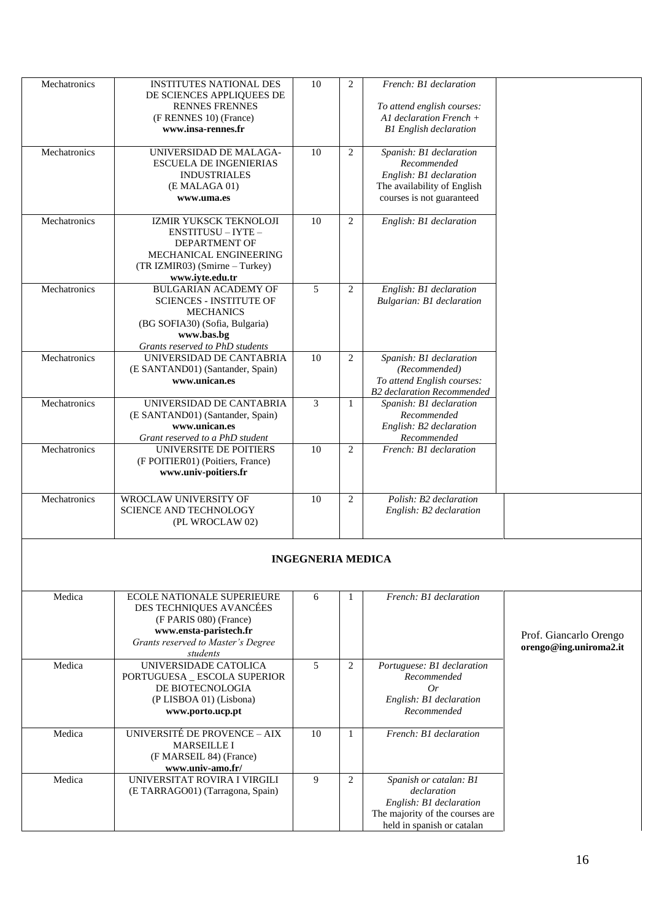| Mechatronics | INSTITUTES NATIONAL DES DE SCIENCES APPLIQUEES DE RENNES FRENNES (F RENNES 10) (France) **www.insa-rennes.fr** | 10 | 2 | *French: B1 declaration* *To attend english courses: A1 declaration French + B1 English declaration* | |
|---|---|---|---|---|---|
| Mechatronics | UNIVERSIDAD DE MALAGA-ESCUELA DE INGENIERIAS INDUSTRIALES (E MALAGA 01) **www.uma.es** | 10 | 2 | *Spanish: B1 declaration Recommended* *English: B1 declaration* The availability of English courses is not guaranteed | |
| Mechatronics | IZMIR YUKSCK TEKNOLOJI ENSTITUSU – IYTE – DEPARTMENT OF MECHANICAL ENGINEERING (TR IZMIR03) (Smirne – Turkey) **www.iyte.edu.tr** | 10 | 2 | *English: B1 declaration* | |
| Mechatronics | BULGARIAN ACADEMY OF SCIENCES - INSTITUTE OF MECHANICS (BG SOFIA30) (Sofia, Bulgaria) **www.bas.bg** *Grants reserved to PhD students* | 5 | 2 | *English: B1 declaration* *Bulgarian: B1 declaration* | |
| Mechatronics | UNIVERSIDAD DE CANTABRIA (E SANTAND01) (Santander, Spain) **www.unican.es** | 10 | 2 | *Spanish: B1 declaration (Recommended)* *To attend English courses: B2 declaration Recommended* | |
| Mechatronics | UNIVERSIDAD DE CANTABRIA (E SANTAND01) (Santander, Spain) **www.unican.es** *Grant reserved to a PhD student* | 3 | 1 | *Spanish: B1 declaration Recommended* *English: B2 declaration Recommended* | |
| Mechatronics | UNIVERSITE DE POITIERS (F POITIER01) (Poitiers, France) **www.univ-poitiers.fr** | 10 | 2 | *French: B1 declaration* | |
| Mechatronics | WROCLAW UNIVERSITY OF SCIENCE AND TECHNOLOGY (PL WROCLAW 02) | 10 | 2 | *Polish: B2 declaration* *English: B2 declaration* | |
| **INGEGNERIA MEDICA** | | | | | |
| Medica | ECOLE NATIONALE SUPERIEURE DES TECHNIQUES AVANCÉES (F PARIS 080) (France) **www.ensta-paristech.fr** *Grants reserved to Master's Degree students* | 6 | 1 | *French: B1 declaration* | Prof. Giancarlo Orengo **orengo@ing.uniroma2.it** |
| Medica | UNIVERSIDADE CATOLICA PORTUGUESA _ ESCOLA SUPERIOR DE BIOTECNOLOGIA (P LISBOA 01) (Lisbona) **www.porto.ucp.pt** | 5 | 2 | *Portuguese: B1 declaration Recommended* *Or* *English: B1 declaration Recommended* | |
| Medica | UNIVERSITÉ DE PROVENCE – AIX MARSEILLE I (F MARSEIL 84) (France) **www.univ-amo.fr/** | 10 | 1 | *French: B1 declaration* | |
| Medica | UNIVERSITAT ROVIRA I VIRGILI (E TARRAGO01) (Tarragona, Spain) | 9 | 2 | *Spanish or catalan: B1 declaration* *English: B1 declaration* The majority of the courses are held in spanish or catalan | |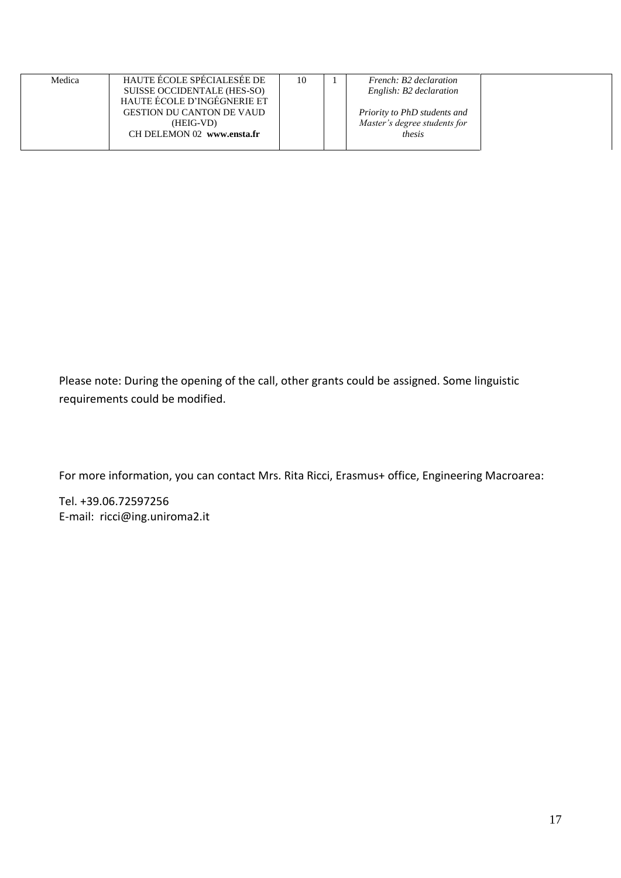| | | | | | |
|---|---|---|---|---|---|
| Medica | HAUTE ÉCOLE SPÉCIALESÉE DE SUISSE OCCIDENTALE (HES-SO) HAUTE ÉCOLE D'INGÉGNERIE ET GESTION DU CANTON DE VAUD (HEIG-VD) CH DELEMON 02 **www.ensta.fr** | 10 | 1 | *French: B2 declaration*<br>*English: B2 declaration*<br><br>*Priority to PhD students and Master's degree students for thesis* | |

Please note: During the opening of the call, other grants could be assigned. Some linguistic requirements could be modified.

For more information, you can contact Mrs. Rita Ricci, Erasmus+ office, Engineering Macroarea:

Tel. +39.06.72597256
E-mail: ricci@ing.uniroma2.it